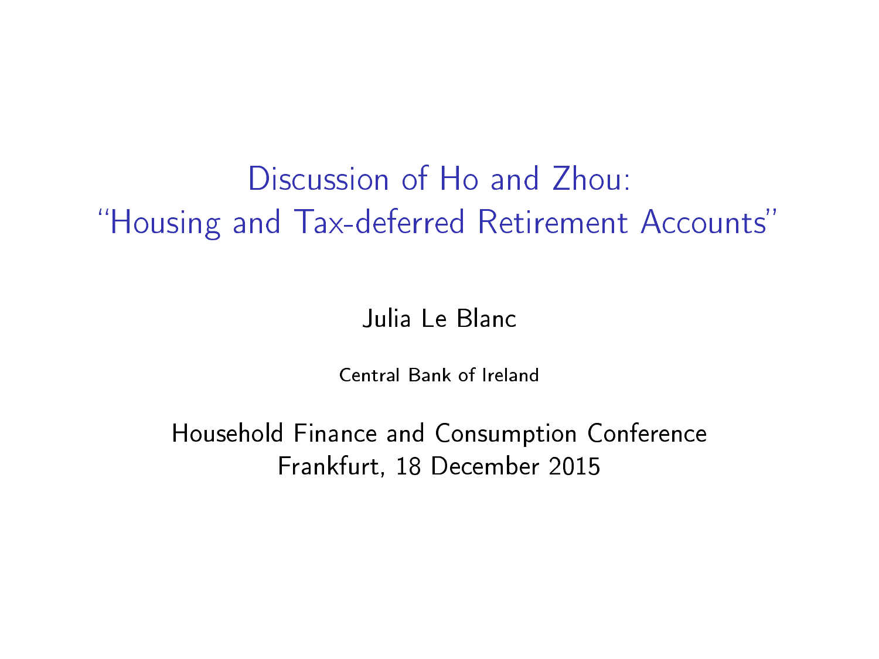# Discussion of Ho and Zhou: "Housing and Tax-deferred Retirement Accounts"

Julia Le Blanc

Central Bank of Ireland

Household Finance and Consumption Conference
Frankfurt, 18 December 2015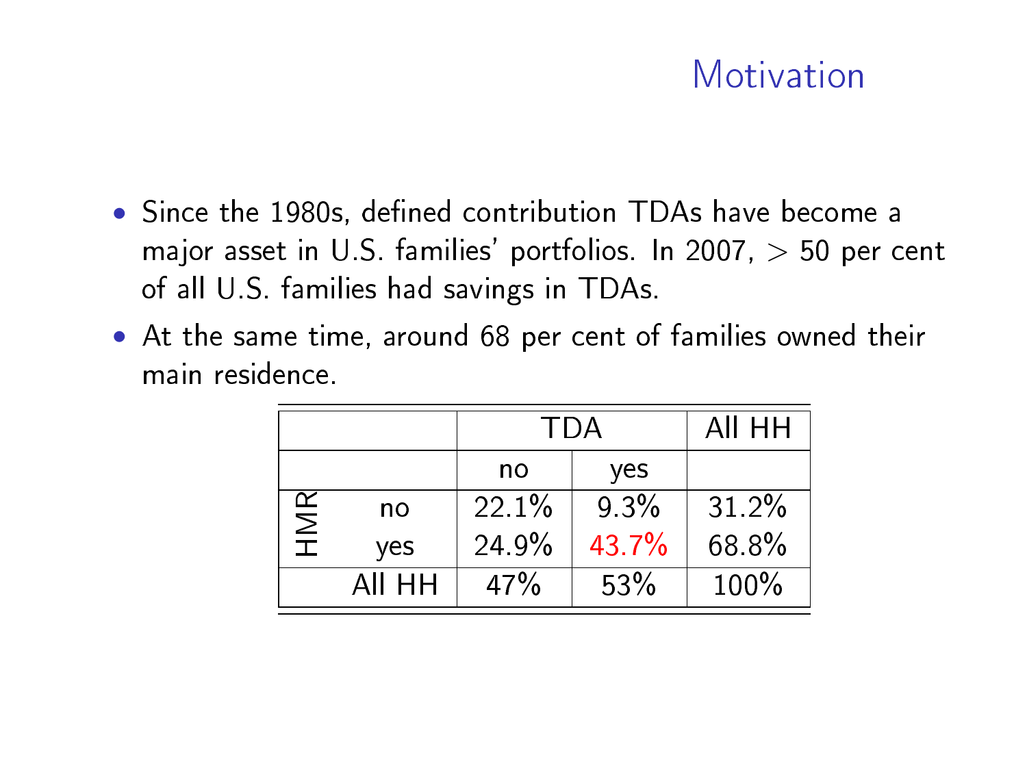# Motivation

- Since the 1980s, defined contribution TDAs have become a major asset in U.S. families' portfolios. In 2007, $>$ 50 per cent of all U.S. families had savings in TDAs.
- At the same time, around 68 per cent of families owned their main residence.

| | | TDA | | All HH |
|---|---|---|---|---|
| | | no | yes | |
| HMR | no | 22.1% | 9.3% | 31.2% |
| | yes | 24.9% | 43.7% | 68.8% |
| | All HH | 47% | 53% | 100% |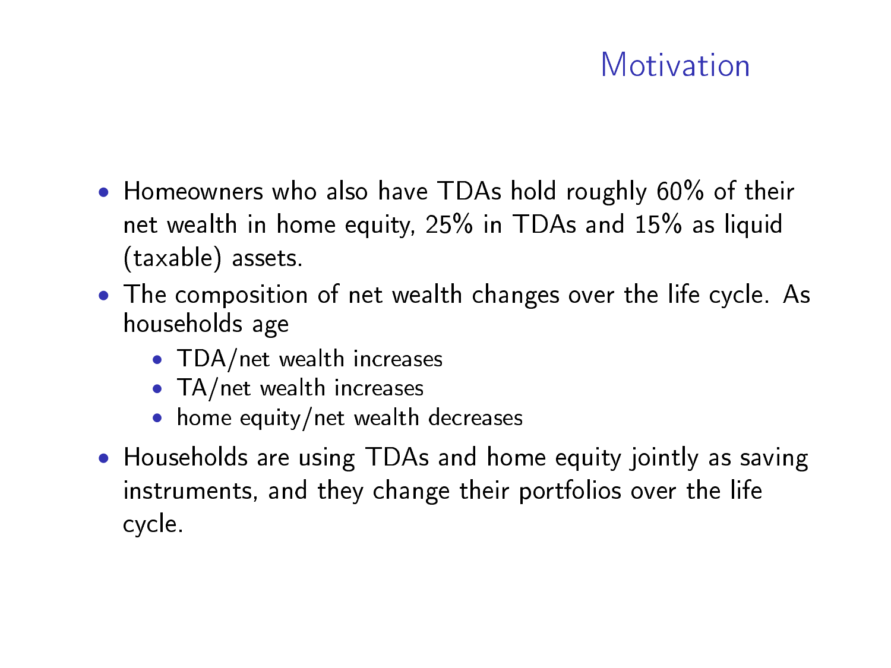# Motivation

- Homeowners who also have TDAs hold roughly 60% of their net wealth in home equity, 25% in TDAs and 15% as liquid (taxable) assets.
- The composition of net wealth changes over the life cycle. As households age
  - TDA/net wealth increases
  - TA/net wealth increases
  - home equity/net wealth decreases
- Households are using TDAs and home equity jointly as saving instruments, and they change their portfolios over the life cycle.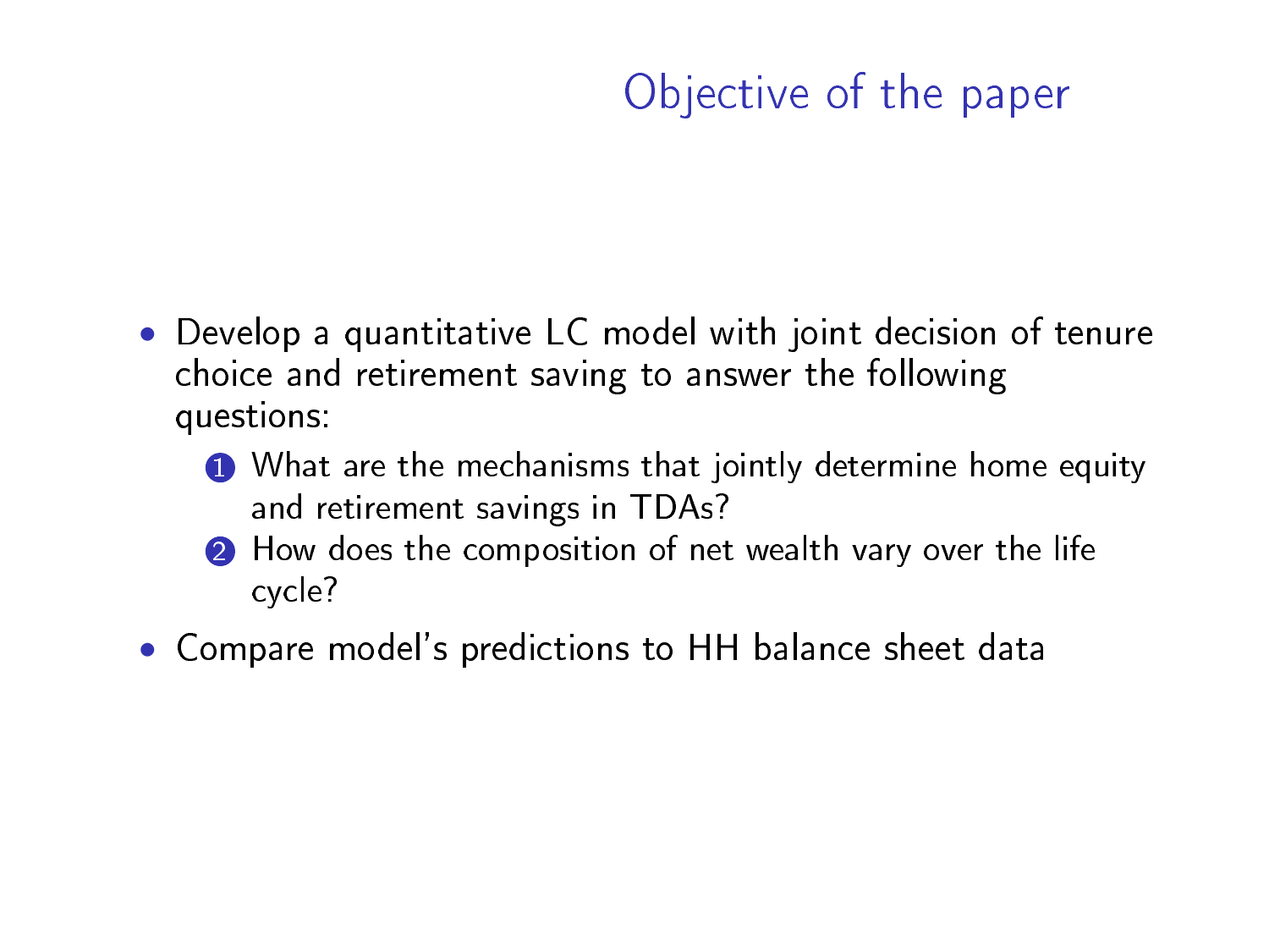# Objective of the paper

- Develop a quantitative LC model with joint decision of tenure choice and retirement saving to answer the following questions:
  1. What are the mechanisms that jointly determine home equity and retirement savings in TDAs?
  2. How does the composition of net wealth vary over the life cycle?
- Compare model's predictions to HH balance sheet data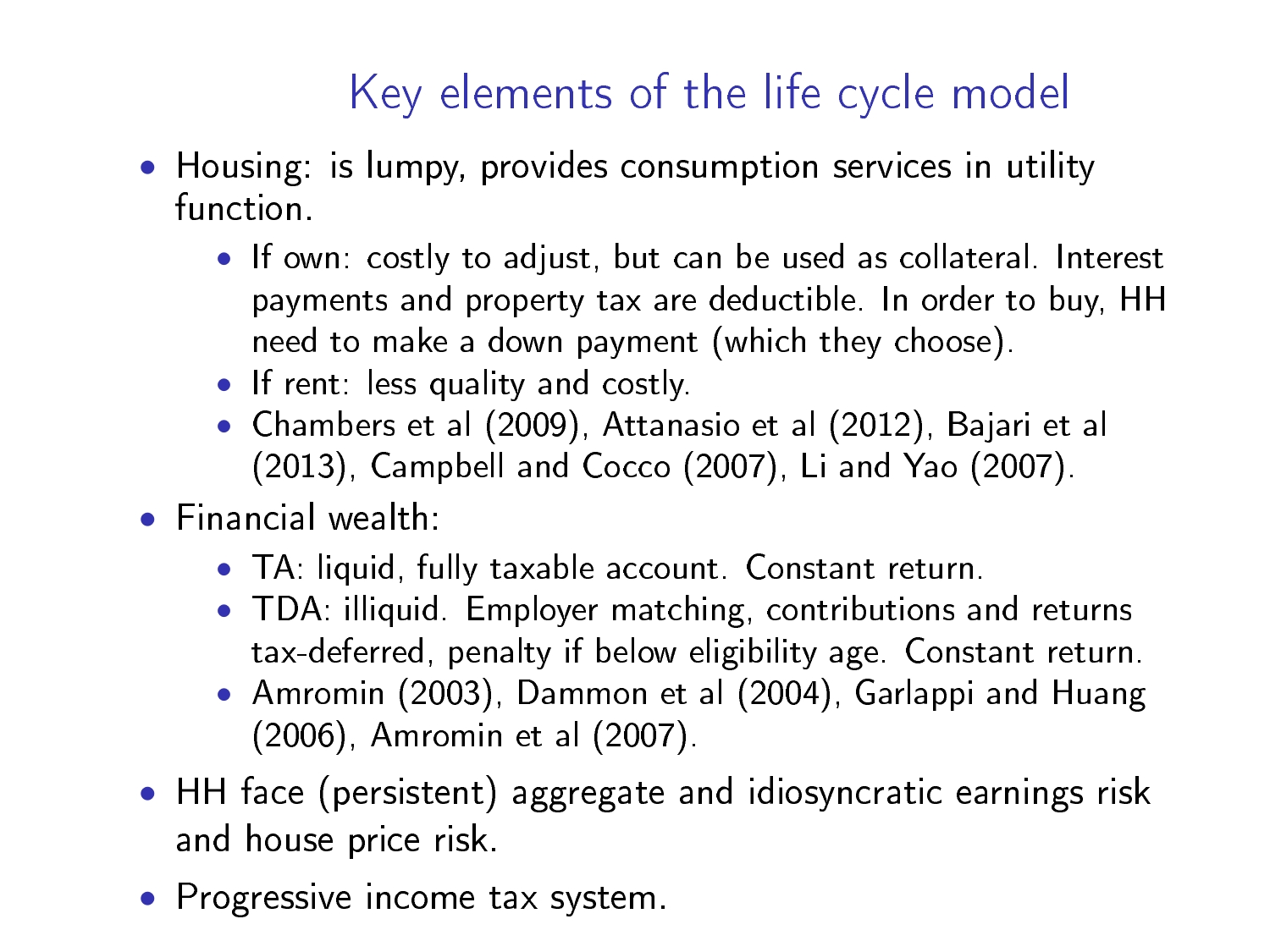# Key elements of the life cycle model

- Housing: is lumpy, provides consumption services in utility function.
  - If own: costly to adjust, but can be used as collateral. Interest payments and property tax are deductible. In order to buy, HH need to make a down payment (which they choose).
  - If rent: less quality and costly.
  - Chambers et al (2009), Attanasio et al (2012), Bajari et al (2013), Campbell and Cocco (2007), Li and Yao (2007).
- Financial wealth:
  - TA: liquid, fully taxable account. Constant return.
  - TDA: illiquid. Employer matching, contributions and returns tax-deferred, penalty if below eligibility age. Constant return.
  - Amromin (2003), Dammon et al (2004), Garlappi and Huang (2006), Amromin et al (2007).
- HH face (persistent) aggregate and idiosyncratic earnings risk and house price risk.
- Progressive income tax system.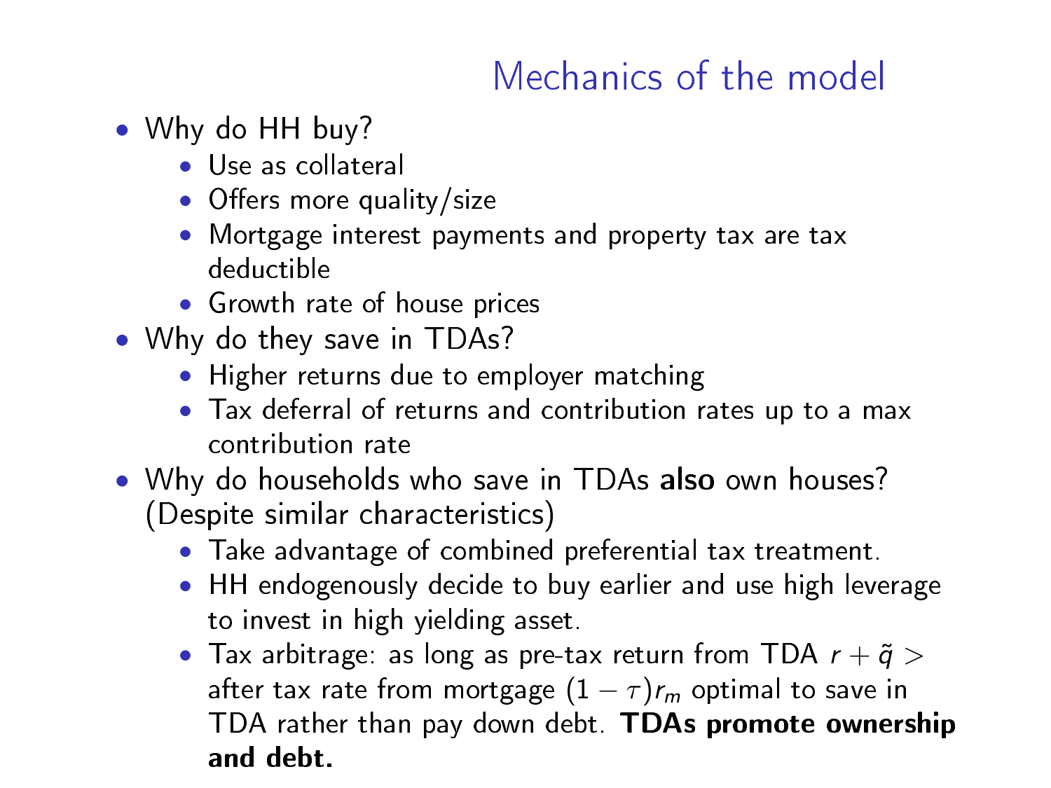# Mechanics of the model

- Why do HH buy?
  - Use as collateral
  - Offers more quality/size
  - Mortgage interest payments and property tax are tax deductible
  - Growth rate of house prices
- Why do they save in TDAs?
  - Higher returns due to employer matching
  - Tax deferral of returns and contribution rates up to a max contribution rate
- Why do households who save in TDAs **also** own houses? (Despite similar characteristics)
  - Take advantage of combined preferential tax treatment.
  - HH endogenously decide to buy earlier and use high leverage to invest in high yielding asset.
  - Tax arbitrage: as long as pre-tax return from TDA $r + \tilde{q} >$ after tax rate from mortgage $(1 - \tau)r_m$ optimal to save in TDA rather than pay down debt. **TDAs promote ownership and debt.**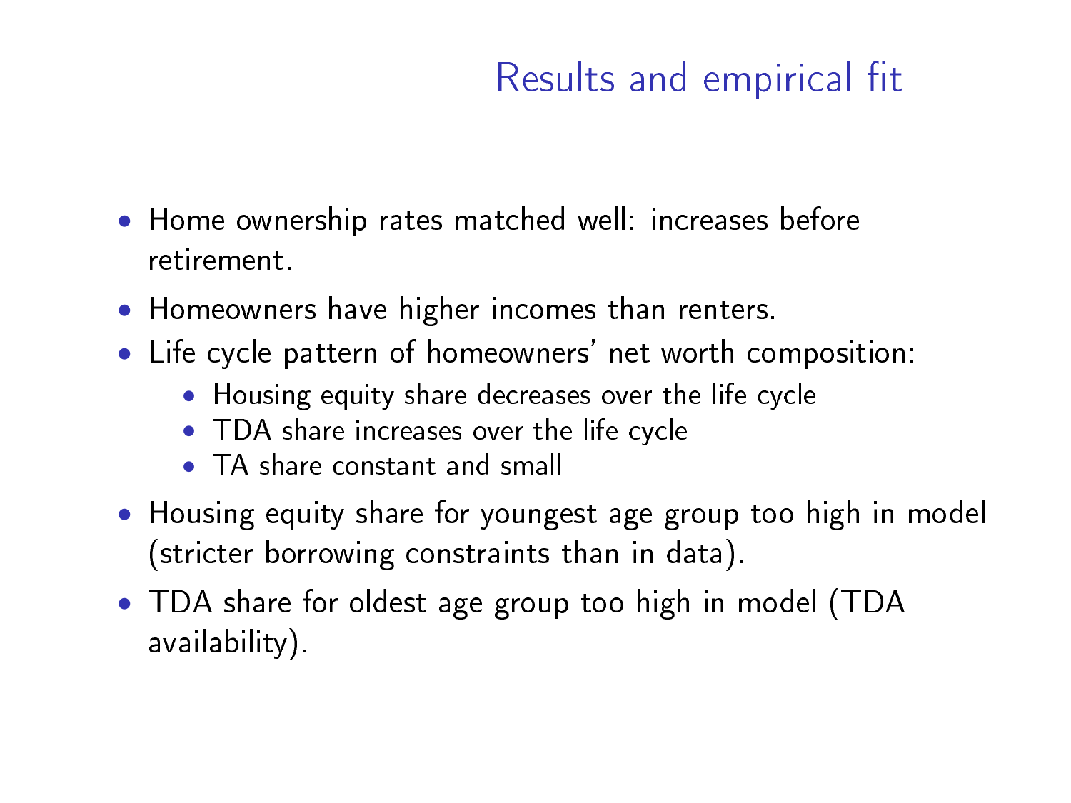# Results and empirical fit

- Home ownership rates matched well: increases before retirement.
- Homeowners have higher incomes than renters.
- Life cycle pattern of homeowners' net worth composition:
  - Housing equity share decreases over the life cycle
  - TDA share increases over the life cycle
  - TA share constant and small
- Housing equity share for youngest age group too high in model (stricter borrowing constraints than in data).
- TDA share for oldest age group too high in model (TDA availability).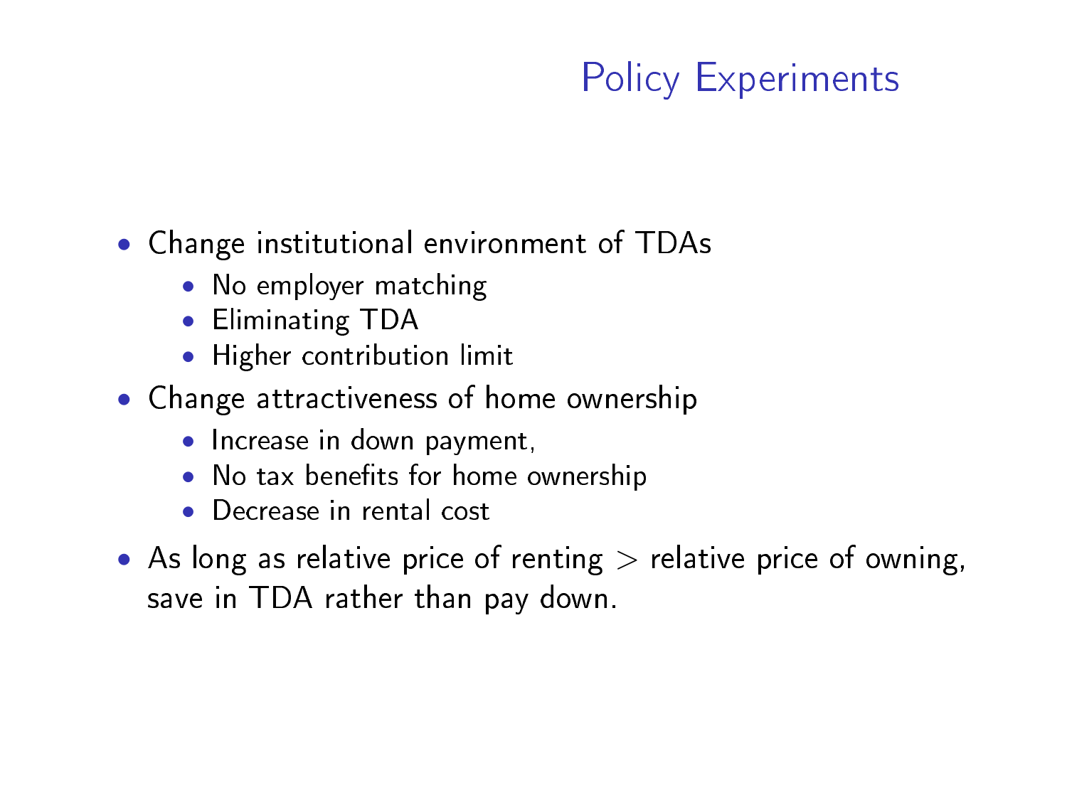# Policy Experiments

- Change institutional environment of TDAs
  - No employer matching
  - Eliminating TDA
  - Higher contribution limit
- Change attractiveness of home ownership
  - Increase in down payment,
  - No tax benefits for home ownership
  - Decrease in rental cost
- As long as relative price of renting $>$ relative price of owning, save in TDA rather than pay down.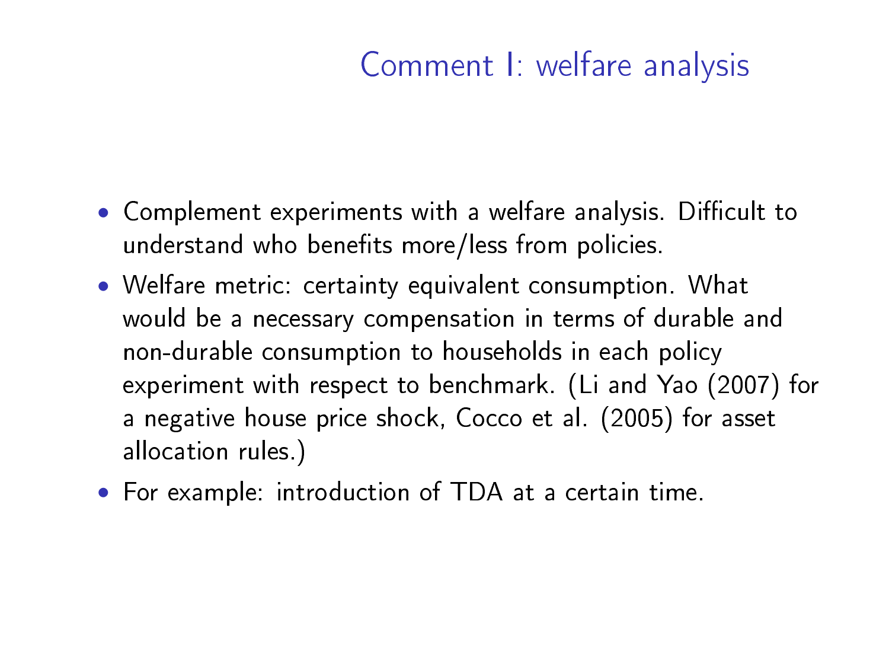# Comment I: welfare analysis

- Complement experiments with a welfare analysis. Difficult to understand who benefits more/less from policies.
- Welfare metric: certainty equivalent consumption. What would be a necessary compensation in terms of durable and non-durable consumption to households in each policy experiment with respect to benchmark. (Li and Yao (2007) for a negative house price shock, Cocco et al. (2005) for asset allocation rules.)
- For example: introduction of TDA at a certain time.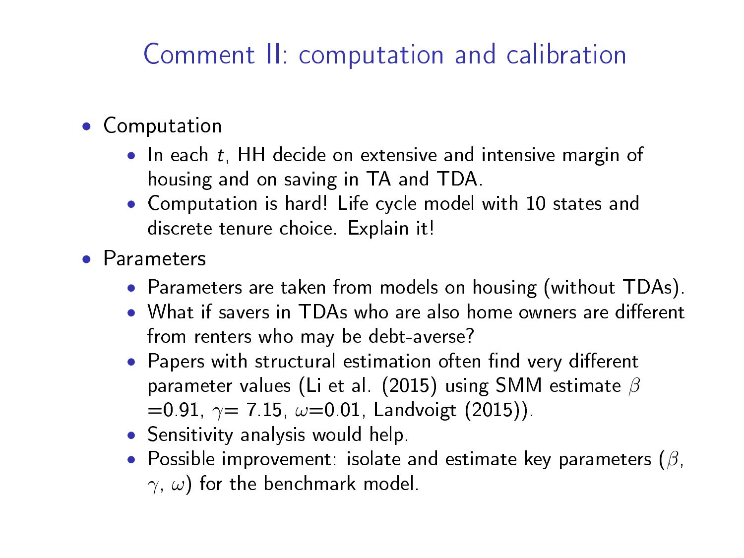# Comment II: computation and calibration

- Computation
  - In each $t$, HH decide on extensive and intensive margin of housing and on saving in TA and TDA.
  - Computation is hard! Life cycle model with 10 states and discrete tenure choice. Explain it!
- Parameters
  - Parameters are taken from models on housing (without TDAs).
  - What if savers in TDAs who are also home owners are different from renters who may be debt-averse?
  - Papers with structural estimation often find very different parameter values (Li et al. (2015) using SMM estimate $\beta$ =0.91, $\gamma$= 7.15, $\omega$=0.01, Landvoigt (2015)).
  - Sensitivity analysis would help.
  - Possible improvement: isolate and estimate key parameters ($\beta$, $\gamma$, $\omega$) for the benchmark model.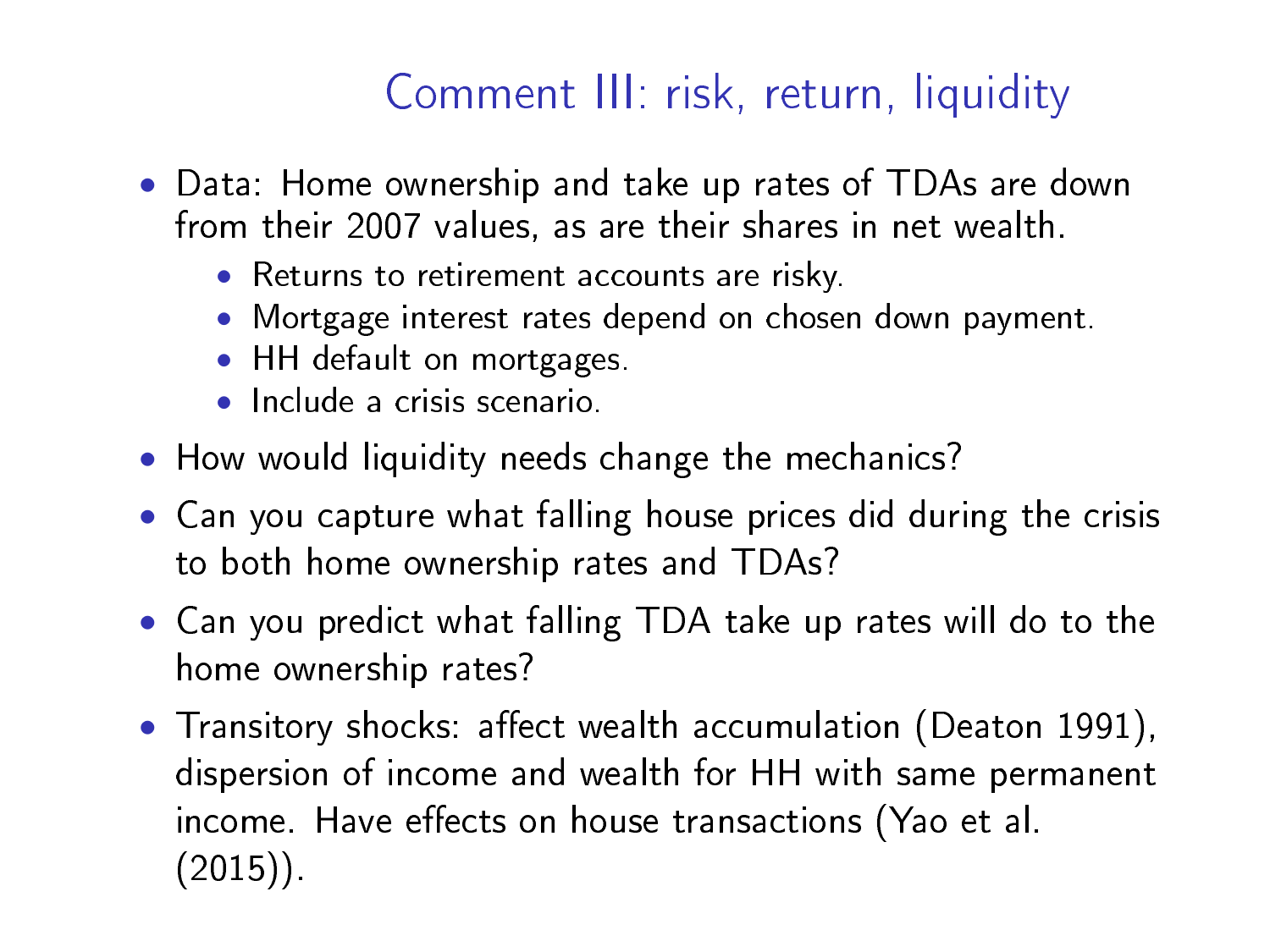# Comment III: risk, return, liquidity

- Data: Home ownership and take up rates of TDAs are down from their 2007 values, as are their shares in net wealth.
  - Returns to retirement accounts are risky.
  - Mortgage interest rates depend on chosen down payment.
  - HH default on mortgages.
  - Include a crisis scenario.
- How would liquidity needs change the mechanics?
- Can you capture what falling house prices did during the crisis to both home ownership rates and TDAs?
- Can you predict what falling TDA take up rates will do to the home ownership rates?
- Transitory shocks: affect wealth accumulation (Deaton 1991), dispersion of income and wealth for HH with same permanent income. Have effects on house transactions (Yao et al. (2015)).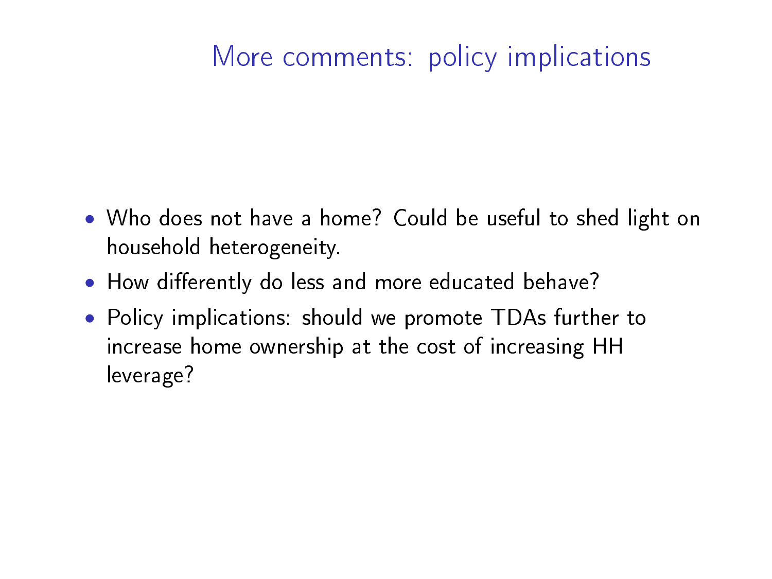# More comments: policy implications

- Who does not have a home? Could be useful to shed light on household heterogeneity.
- How differently do less and more educated behave?
- Policy implications: should we promote TDAs further to increase home ownership at the cost of increasing HH leverage?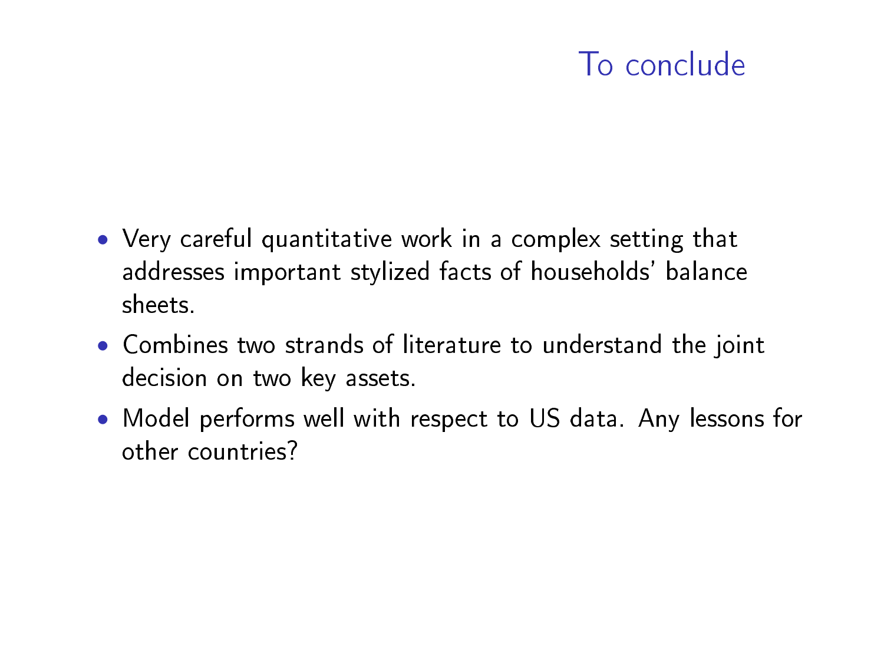# To conclude

- Very careful quantitative work in a complex setting that addresses important stylized facts of households' balance sheets.
- Combines two strands of literature to understand the joint decision on two key assets.
- Model performs well with respect to US data. Any lessons for other countries?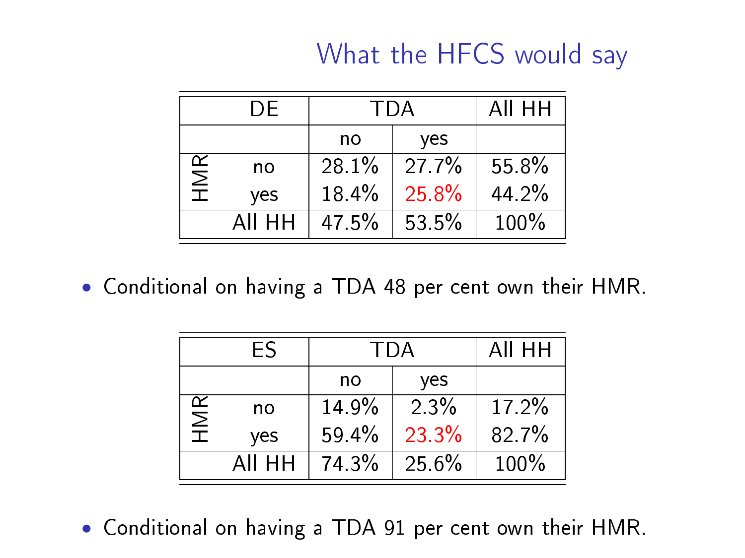# What the HFCS would say

| DE | | TDA | | All HH |
|---|---|---|---|---|
| | | no | yes | |
| HMR | no | 28.1% | 27.7% | 55.8% |
| | yes | 18.4% | 25.8% | 44.2% |
| | All HH | 47.5% | 53.5% | 100% |

- Conditional on having a TDA 48 per cent own their HMR.

| ES | | TDA | | All HH |
|---|---|---|---|---|
| | | no | yes | |
| HMR | no | 14.9% | 2.3% | 17.2% |
| | yes | 59.4% | 23.3% | 82.7% |
| | All HH | 74.3% | 25.6% | 100% |

- Conditional on having a TDA 91 per cent own their HMR.